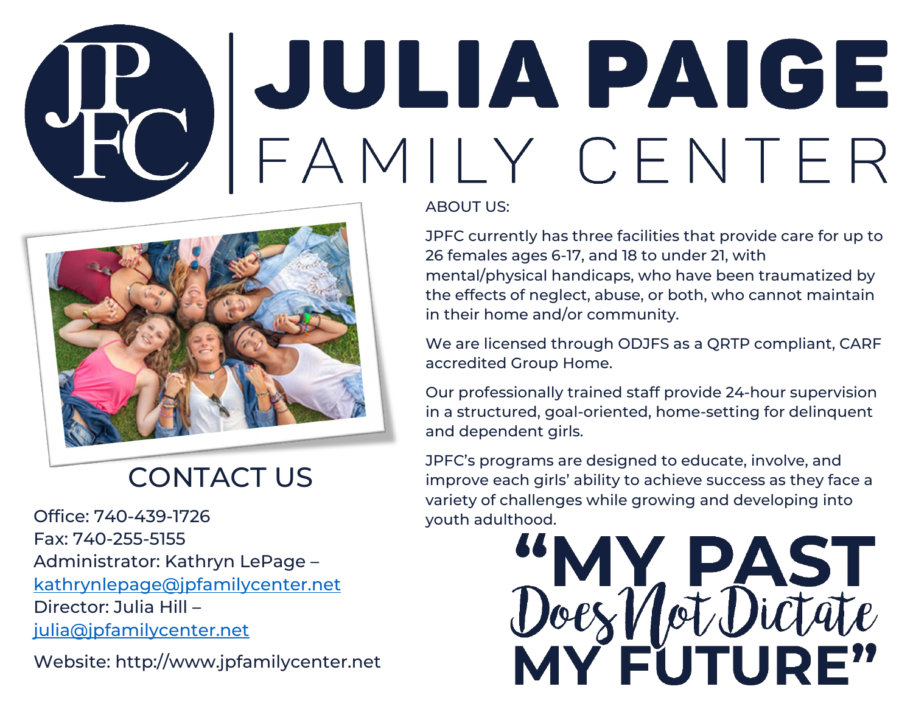# JULIA PAIGE FAMILY CENTER

ABOUT US:

JPFC currently has three facilities that provide care for up to 26 females ages 6-17, and 18 to under 21, with mental/physical handicaps, who have been traumatized by the effects of neglect, abuse, or both, who cannot maintain in their home and/or community.

We are licensed through ODJFS as a QRTP compliant, CARF accredited Group Home.

Our professionally trained staff provide 24-hour supervision in a structured, goal-oriented, home-setting for delinquent and dependent girls.

JPFC's programs are designed to educate, involve, and improve each girls' ability to achieve success as they face a variety of challenges while growing and developing into youth adulthood.

## CONTACT US

Office: 740-439-1726
Fax: 740-255-5155
Administrator: Kathryn LePage – kathrynlepage@jpfamilycenter.net
Director: Julia Hill – julia@jpfamilycenter.net

Website: http://www.jpfamilycenter.net

**"MY PAST *Does Not Dictate* MY FUTURE"**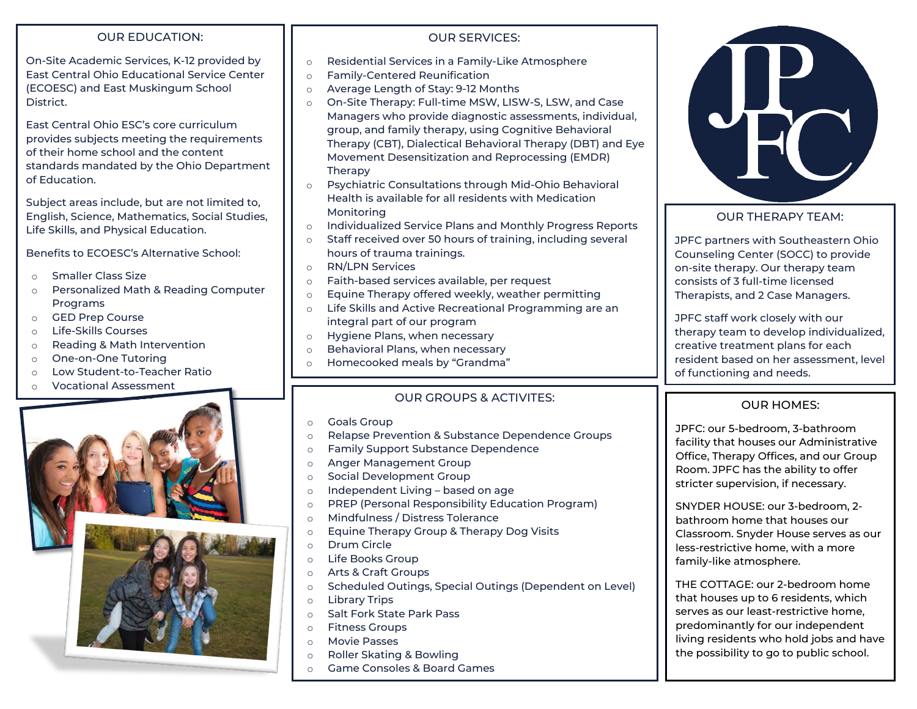## OUR EDUCATION:

On-Site Academic Services, K-12 provided by East Central Ohio Educational Service Center (ECOESC) and East Muskingum School District.

East Central Ohio ESC's core curriculum provides subjects meeting the requirements of their home school and the content standards mandated by the Ohio Department of Education.

Subject areas include, but are not limited to, English, Science, Mathematics, Social Studies, Life Skills, and Physical Education.

Benefits to ECOESC's Alternative School:

- Smaller Class Size
- Personalized Math & Reading Computer Programs
- GED Prep Course
- Life-Skills Courses
- Reading & Math Intervention
- One-on-One Tutoring
- Low Student-to-Teacher Ratio
- Vocational Assessment

## OUR SERVICES:

- Residential Services in a Family-Like Atmosphere
- Family-Centered Reunification
- Average Length of Stay: 9-12 Months
- On-Site Therapy: Full-time MSW, LISW-S, LSW, and Case Managers who provide diagnostic assessments, individual, group, and family therapy, using Cognitive Behavioral Therapy (CBT), Dialectical Behavioral Therapy (DBT) and Eye Movement Desensitization and Reprocessing (EMDR) Therapy
- Psychiatric Consultations through Mid-Ohio Behavioral Health is available for all residents with Medication Monitoring
- Individualized Service Plans and Monthly Progress Reports
- Staff received over 50 hours of training, including several hours of trauma trainings.
- RN/LPN Services
- Faith-based services available, per request
- Equine Therapy offered weekly, weather permitting
- Life Skills and Active Recreational Programming are an integral part of our program
- Hygiene Plans, when necessary
- Behavioral Plans, when necessary
- Homecooked meals by "Grandma"

## OUR GROUPS & ACTIVITES:

- Goals Group
- Relapse Prevention & Substance Dependence Groups
- Family Support Substance Dependence
- Anger Management Group
- Social Development Group
- Independent Living – based on age
- PREP (Personal Responsibility Education Program)
- Mindfulness / Distress Tolerance
- Equine Therapy Group & Therapy Dog Visits
- Drum Circle
- Life Books Group
- Arts & Craft Groups
- Scheduled Outings, Special Outings (Dependent on Level)
- Library Trips
- Salt Fork State Park Pass
- Fitness Groups
- Movie Passes
- Roller Skating & Bowling
- Game Consoles & Board Games

JPFC

## OUR THERAPY TEAM:

JPFC partners with Southeastern Ohio Counseling Center (SOCC) to provide on-site therapy. Our therapy team consists of 3 full-time licensed Therapists, and 2 Case Managers.

JPFC staff work closely with our therapy team to develop individualized, creative treatment plans for each resident based on her assessment, level of functioning and needs.

## OUR HOMES:

JPFC: our 5-bedroom, 3-bathroom facility that houses our Administrative Office, Therapy Offices, and our Group Room. JPFC has the ability to offer stricter supervision, if necessary.

SNYDER HOUSE: our 3-bedroom, 2-bathroom home that houses our Classroom. Snyder House serves as our less-restrictive home, with a more family-like atmosphere.

THE COTTAGE: our 2-bedroom home that houses up to 6 residents, which serves as our least-restrictive home, predominantly for our independent living residents who hold jobs and have the possibility to go to public school.